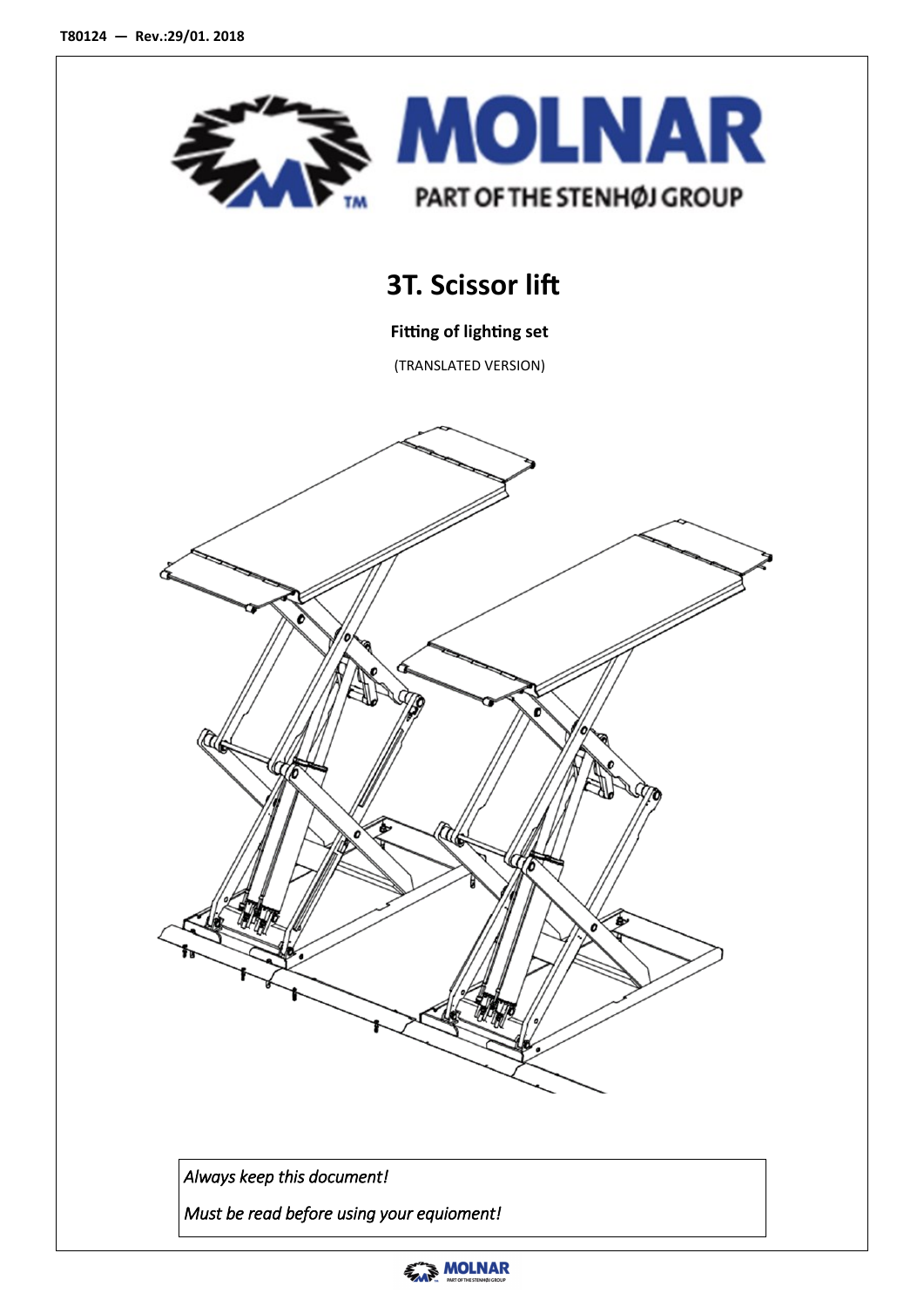T80124 — Rev.:29/01. 2018

MOLNAR

PART OF THE STENHØJ GROUP

# 3T. Scissor lift

**Fitting of lighting set**

(TRANSLATED VERSION)

*Always keep this document!*

*Must be read before using your equioment!*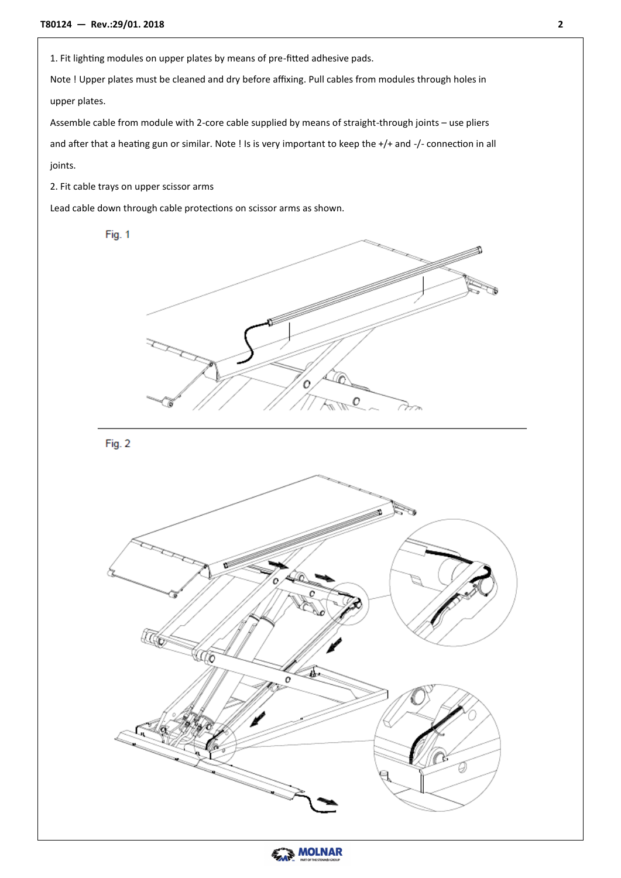1. Fit lighting modules on upper plates by means of pre-fitted adhesive pads.

Note ! Upper plates must be cleaned and dry before affixing. Pull cables from modules through holes in upper plates.

Assemble cable from module with 2-core cable supplied by means of straight-through joints – use pliers and after that a heating gun or similar. Note ! Is is very important to keep the +/+ and -/- connection in all joints.

2. Fit cable trays on upper scissor arms

Lead cable down through cable protections on scissor arms as shown.

Fig. 1

Fig. 2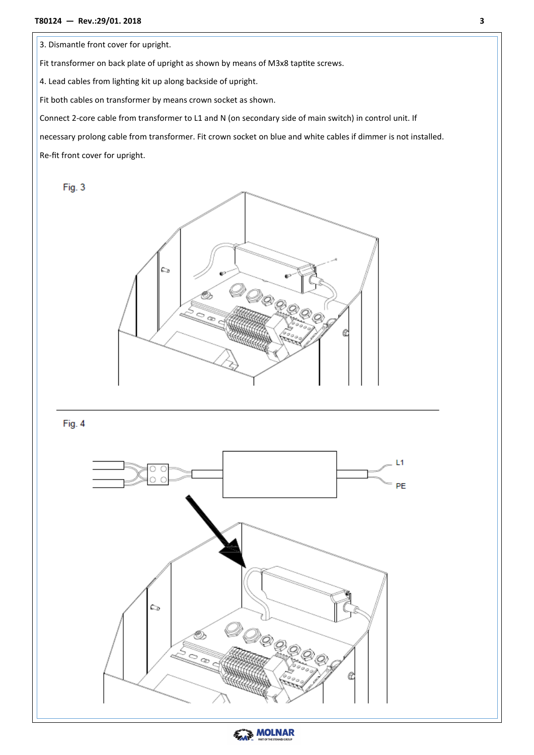3. Dismantle front cover for upright.

Fit transformer on back plate of upright as shown by means of M3x8 taptite screws.

4. Lead cables from lighting kit up along backside of upright.

Fit both cables on transformer by means crown socket as shown.

Connect 2-core cable from transformer to L1 and N (on secondary side of main switch) in control unit. If necessary prolong cable from transformer. Fit crown socket on blue and white cables if dimmer is not installed.

Re-fit front cover for upright.

Fig. 3

Fig. 4

L1

PE